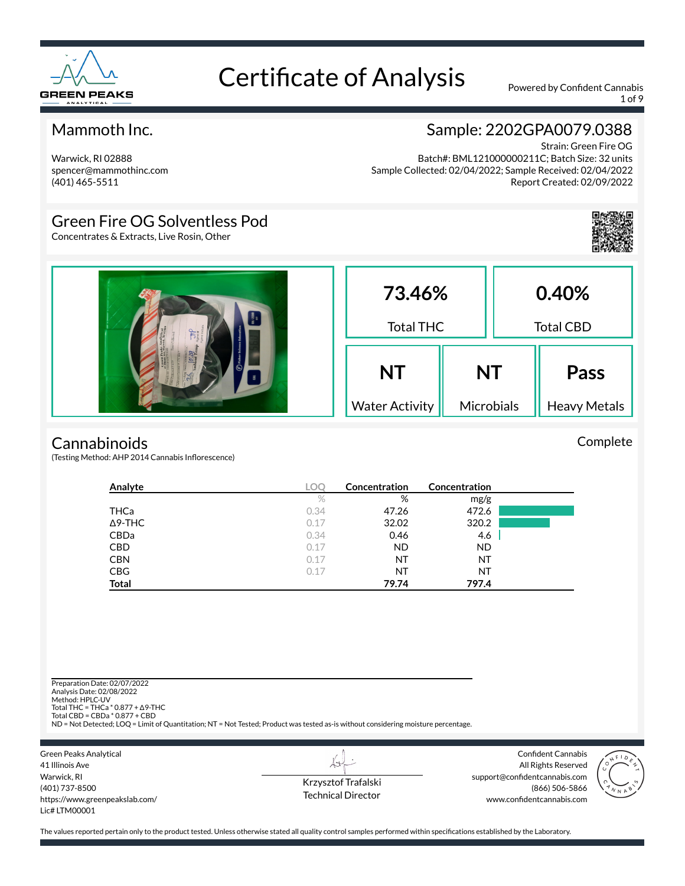# Certificate of Analysis

Powered by Confident Cannabis

## Mammoth Inc.

Warwick, RI 02888
spencer@mammothinc.com
(401) 465-5511

## Sample: 2202GPA0079.0388

Strain: Green Fire OG
Batch#: BML121000000211C; Batch Size: 32 units
Sample Collected: 02/04/2022; Sample Received: 02/04/2022
Report Created: 02/09/2022

## Green Fire OG Solventless Pod

Concentrates & Extracts, Live Rosin, Other

| 73.46% | 0.40% |
|---|---|
| Total THC | Total CBD |

| NT | NT | Pass |
|---|---|---|
| Water Activity | Microbials | Heavy Metals |

## Cannabinoids

Complete

(Testing Method: AHP 2014 Cannabis Inflorescence)

| Analyte | LOQ | Concentration | Concentration |
|---|---|---|---|
| | % | % | mg/g |
| THCa | 0.34 | 47.26 | 472.6 |
| Δ9-THC | 0.17 | 32.02 | 320.2 |
| CBDa | 0.34 | 0.46 | 4.6 |
| CBD | 0.17 | ND | ND |
| CBN | 0.17 | NT | NT |
| CBG | 0.17 | NT | NT |
| **Total** | | **79.74** | **797.4** |

Preparation Date: 02/07/2022
Analysis Date: 02/08/2022
Method: HPLC-UV
Total THC = THCa * 0.877 + Δ9-THC
Total CBD = CBDa * 0.877 + CBD
ND = Not Detected; LOQ = Limit of Quantitation; NT = Not Tested; Product was tested as-is without considering moisture percentage.

Green Peaks Analytical
41 Illinois Ave
Warwick, RI
(401) 737-8500
https://www.greenpeakslab.com/
Lic# LTM00001

Krzysztof Trafalski
Technical Director

Confident Cannabis
All Rights Reserved
support@confidentcannabis.com
(866) 506-5866
www.confidentcannabis.com

The values reported pertain only to the product tested. Unless otherwise stated all quality control samples performed within specifications established by the Laboratory.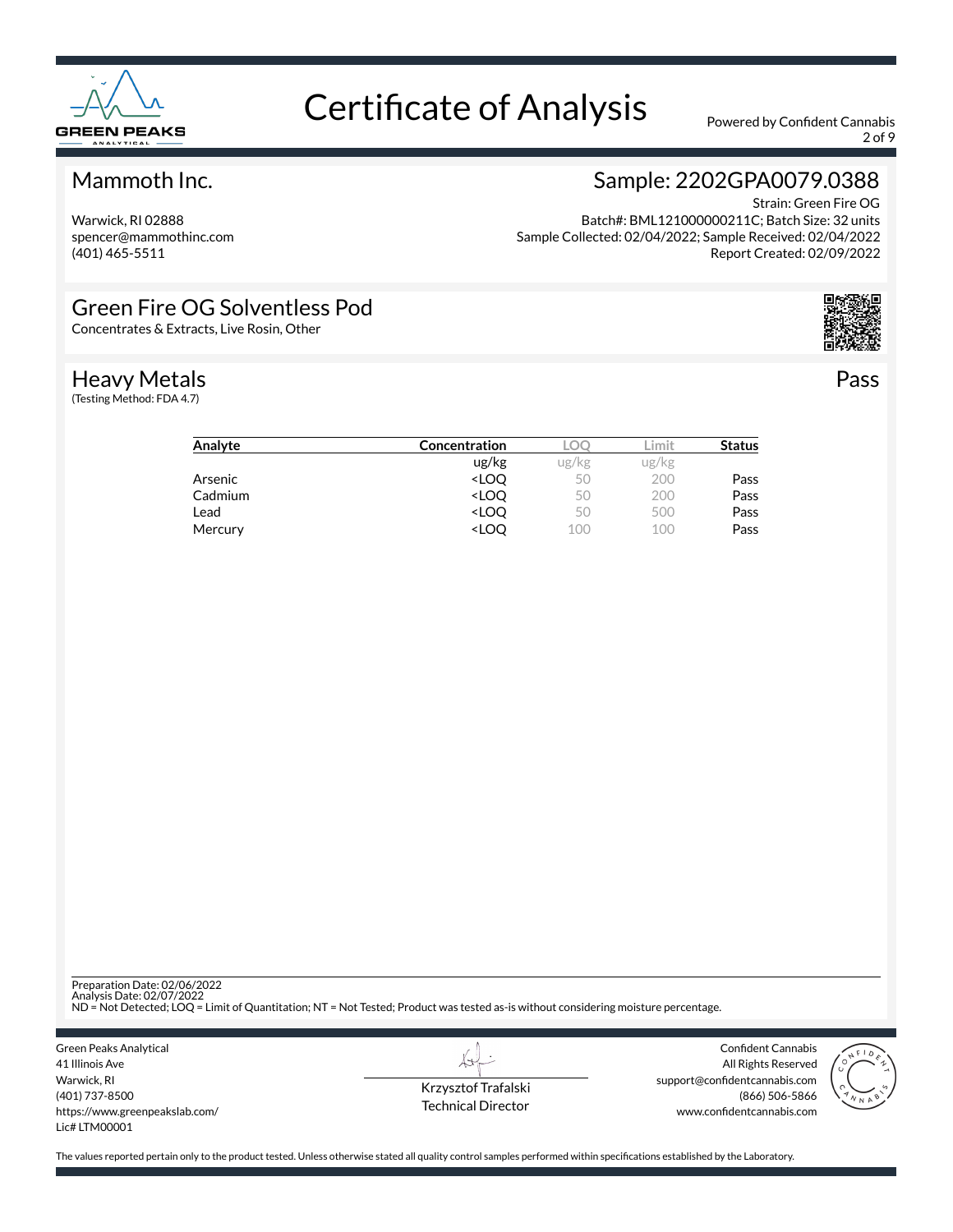# Certificate of Analysis

Powered by Confident Cannabis

## Mammoth Inc.

Warwick, RI 02888
spencer@mammothinc.com
(401) 465-5511

## Sample: 2202GPA0079.0388

Strain: Green Fire OG
Batch#: BML121000000211C; Batch Size: 32 units
Sample Collected: 02/04/2022; Sample Received: 02/04/2022
Report Created: 02/09/2022

## Green Fire OG Solventless Pod

Concentrates & Extracts, Live Rosin, Other

## Heavy Metals

(Testing Method: FDA 4.7)

**Pass**

| Analyte | Concentration | LOQ | Limit | Status |
|---|---|---|---|---|
| | ug/kg | ug/kg | ug/kg | |
| Arsenic | <LOQ | 50 | 200 | Pass |
| Cadmium | <LOQ | 50 | 200 | Pass |
| Lead | <LOQ | 50 | 500 | Pass |
| Mercury | <LOQ | 100 | 100 | Pass |

Preparation Date: 02/06/2022
Analysis Date: 02/07/2022
ND = Not Detected; LOQ = Limit of Quantitation; NT = Not Tested; Product was tested as-is without considering moisture percentage.

Green Peaks Analytical
41 Illinois Ave
Warwick, RI
(401) 737-8500
https://www.greenpeakslab.com/
Lic# LTM00001

Krzysztof Trafalski
Technical Director

Confident Cannabis
All Rights Reserved
support@confidentcannabis.com
(866) 506-5866
www.confidentcannabis.com

The values reported pertain only to the product tested. Unless otherwise stated all quality control samples performed within specifications established by the Laboratory.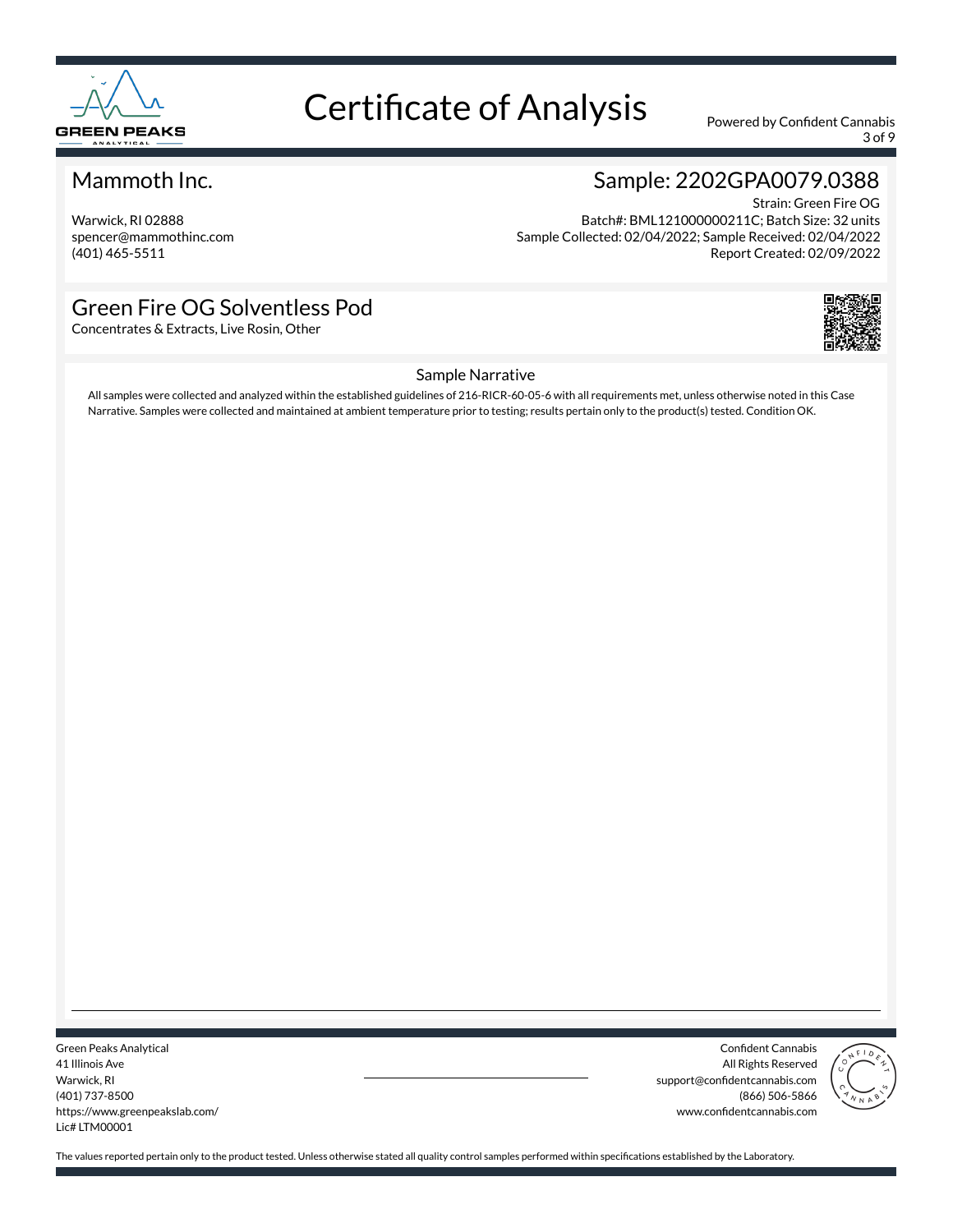# Certificate of Analysis

Powered by Confident Cannabis

## Mammoth Inc.

Warwick, RI 02888
spencer@mammothinc.com
(401) 465-5511

## Sample: 2202GPA0079.0388

Strain: Green Fire OG
Batch#: BML121000000211C; Batch Size: 32 units
Sample Collected: 02/04/2022; Sample Received: 02/04/2022
Report Created: 02/09/2022

## Green Fire OG Solventless Pod

Concentrates & Extracts, Live Rosin, Other

### Sample Narrative

All samples were collected and analyzed within the established guidelines of 216-RICR-60-05-6 with all requirements met, unless otherwise noted in this Case Narrative. Samples were collected and maintained at ambient temperature prior to testing; results pertain only to the product(s) tested. Condition OK.

Green Peaks Analytical
41 Illinois Ave
Warwick, RI
(401) 737-8500
https://www.greenpeakslab.com/
Lic# LTM00001

Confident Cannabis
All Rights Reserved
support@confidentcannabis.com
(866) 506-5866
www.confidentcannabis.com

The values reported pertain only to the product tested. Unless otherwise stated all quality control samples performed within specifications established by the Laboratory.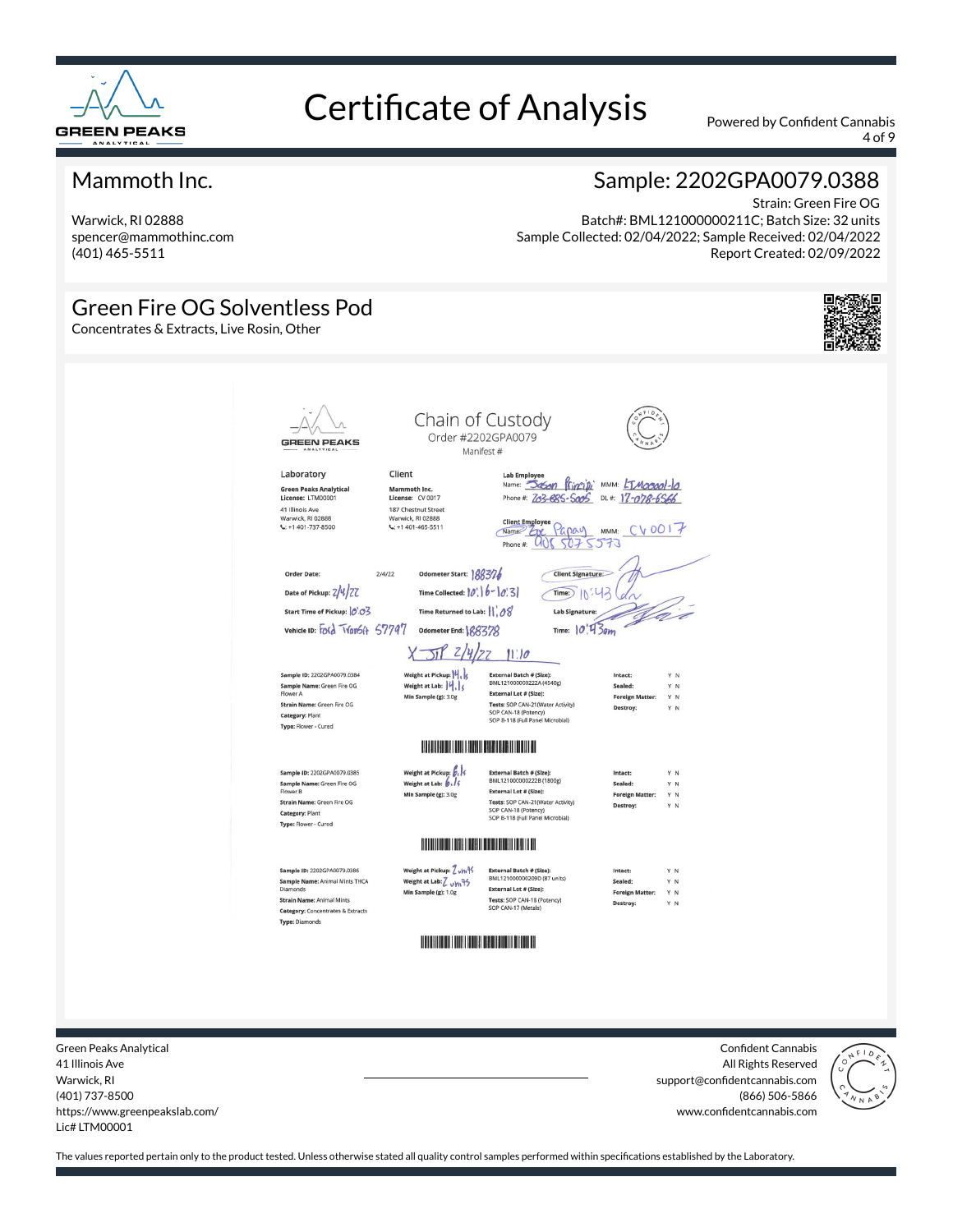# Certificate of Analysis

Powered by Confident Cannabis

## Mammoth Inc.

Warwick, RI 02888
spencer@mammothinc.com
(401) 465-5511

## Sample: 2202GPA0079.0388

Strain: Green Fire OG
Batch#: BML121000000211C; Batch Size: 32 units
Sample Collected: 02/04/2022; Sample Received: 02/04/2022
Report Created: 02/09/2022

## Green Fire OG Solventless Pod

Concentrates & Extracts, Live Rosin, Other

### Chain of Custody

Order #2202GPA0079
Manifest #

**Laboratory**
Green Peaks Analytical
License: LTM00001
41 Illinois Ave
Warwick, RI 02888
+1 401-737-8500

**Client**
Mammoth Inc.
License: CV0017
187 Chestnut Street
Warwick, RI 02888
+1 401-465-5511

**Lab Employee**
Name: Jason Principi MMM: LTM00001-10
Phone #: 203-685-5005 DL #: 17-078-6566

**Client Employee**
Name: Eric Papay MMM: CV0017
Phone #: 908 507 5573

Order Date: 2/4/22
Date of Pickup: 2/4/22
Start Time of Pickup: 10:03
Vehicle ID: Ford Transit 57797

Odometer Start: 188376
Time Collected: 10:16-10:31
Time Returned to Lab: 11:08
Odometer End: 188378

Client Signature:
Time: 10:43am
Lab Signature:
Time: 10:43am

X JP 2/4/22 11:10

| Sample | Weights | External Batch / Tests | Condition |
|---|---|---|---|
| Sample ID: 2202GPA0079.0384<br>Sample Name: Green Fire OG Flower A<br>Strain Name: Green Fire OG<br>Category: Plant<br>Type: Flower - Cured | Weight at Pickup: 14.1g<br>Weight at Lab: 14.1g<br>Min Sample (g): 3.0g | External Batch # (Size): BML121000000222A (4540g)<br>External Lot # (Size):<br>Tests: SOP CAN-21(Water Activity), SOP CAN-18 (Potency), SOP B-118 (Full Panel Microbial) | Intact: Y N<br>Sealed: Y N<br>Foreign Matter: Y N<br>Destroy: Y N |
| Sample ID: 2202GPA0079.0385<br>Sample Name: Green Fire OG Flower B<br>Strain Name: Green Fire OG<br>Category: Plant<br>Type: Flower - Cured | Weight at Pickup: 6.1g<br>Weight at Lab: 6.1g<br>Min Sample (g): 3.0g | External Batch # (Size): BML121000000222B (1800g)<br>External Lot # (Size):<br>Tests: SOP CAN-21(Water Activity), SOP CAN-18 (Potency), SOP B-118 (Full Panel Microbial) | Intact: Y N<br>Sealed: Y N<br>Foreign Matter: Y N<br>Destroy: Y N |
| Sample ID: 2202GPA0079.0386<br>Sample Name: Animal Mints THCA Diamonds<br>Strain Name: Animal Mints<br>Category: Concentrates & Extracts<br>Type: Diamonds | Weight at Pickup: 2 units<br>Weight at Lab: 2 units<br>Min Sample (g): 1.0g | External Batch # (Size): BML121000000209D (87 units)<br>External Lot # (Size):<br>Tests: SOP CAN-18 (Potency), SOP CAN-17 (Metals) | Intact: Y N<br>Sealed: Y N<br>Foreign Matter: Y N<br>Destroy: Y N |

Green Peaks Analytical
41 Illinois Ave
Warwick, RI
(401) 737-8500
https://www.greenpeakslab.com/
Lic# LTM00001

Confident Cannabis
All Rights Reserved
support@confidentcannabis.com
(866) 506-5866
www.confidentcannabis.com

The values reported pertain only to the product tested. Unless otherwise stated all quality control samples performed within specifications established by the Laboratory.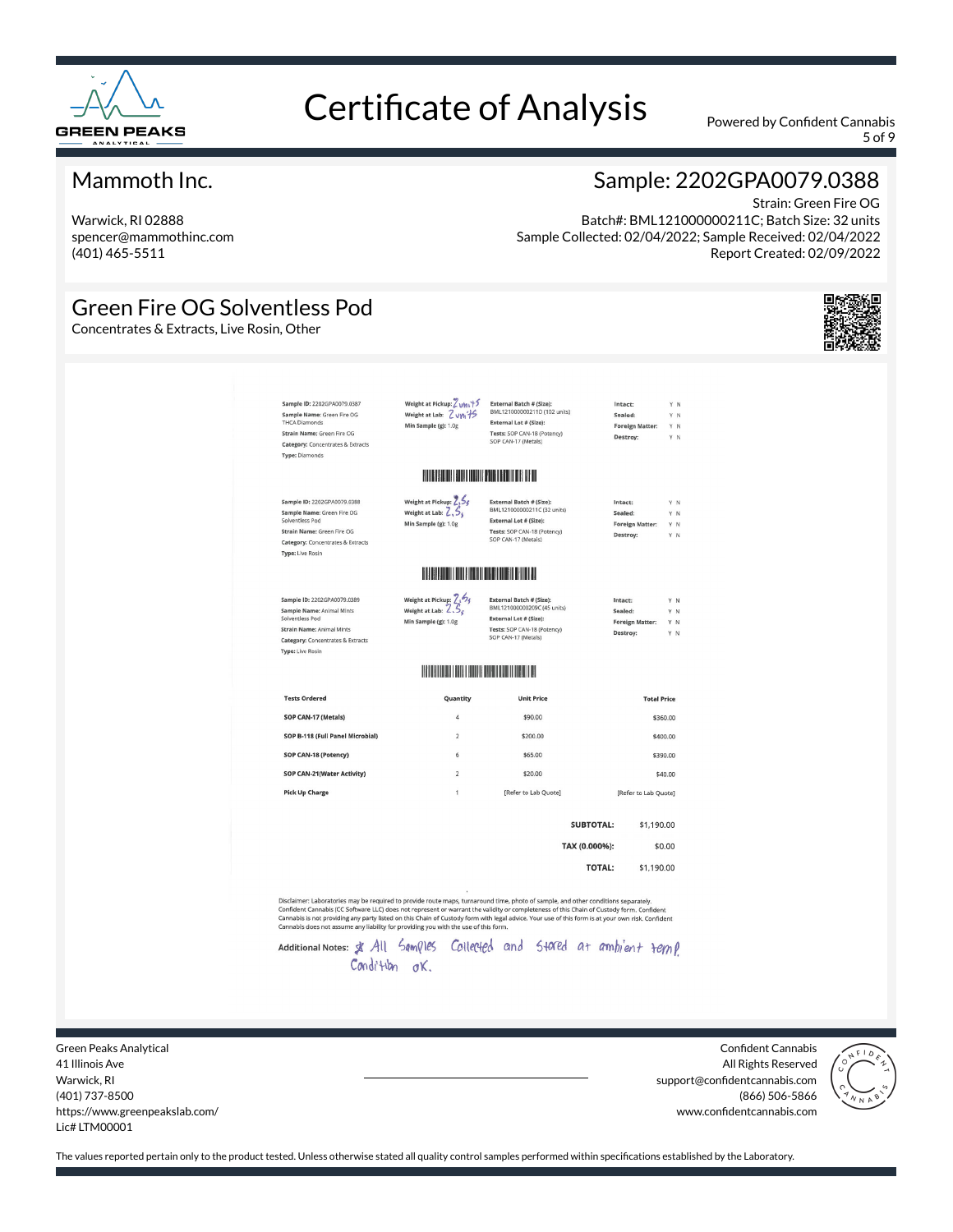# Certificate of Analysis

Powered by Confident Cannabis

## Mammoth Inc.

Warwick, RI 02888
spencer@mammothinc.com
(401) 465-5511

## Sample: 2202GPA0079.0388

Strain: Green Fire OG
Batch#: BML121000000211C; Batch Size: 32 units
Sample Collected: 02/04/2022; Sample Received: 02/04/2022
Report Created: 02/09/2022

## Green Fire OG Solventless Pod

Concentrates & Extracts, Live Rosin, Other

**Sample ID:** 2202GPA0079.0387
**Sample Name:** Green Fire OG THCA Diamonds
**Strain Name:** Green Fire OG
**Category:** Concentrates & Extracts
**Type:** Diamonds

**Weight at Pickup:** 2 units
**Weight at Lab:** 2 units
**Min Sample (g):** 1.0g

**External Batch # (Size):** BML121000000211D (102 units)
**External Lot # (Size):**
**Tests:** SOP CAN-18 (Potency) SOP CAN-17 (Metals)

**Intact:** Y N
**Sealed:** Y N
**Foreign Matter:** Y N
**Destroy:** Y N

**Sample ID:** 2202GPA0079.0388
**Sample Name:** Green Fire OG Solventless Pod
**Strain Name:** Green Fire OG
**Category:** Concentrates & Extracts
**Type:** Live Rosin

**Weight at Pickup:** 2.5g
**Weight at Lab:** 2.5g
**Min Sample (g):** 1.0g

**External Batch # (Size):** BML121000000211C (32 units)
**External Lot # (Size):**
**Tests:** SOP CAN-18 (Potency) SOP CAN-17 (Metals)

**Intact:** Y N
**Sealed:** Y N
**Foreign Matter:** Y N
**Destroy:** Y N

**Sample ID:** 2202GPA0079.0389
**Sample Name:** Animal Mints Solventless Pod
**Strain Name:** Animal Mints
**Category:** Concentrates & Extracts
**Type:** Live Rosin

**Weight at Pickup:** 2.5g
**Weight at Lab:** 2.5g
**Min Sample (g):** 1.0g

**External Batch # (Size):** BML121000000209C (45 units)
**External Lot # (Size):**
**Tests:** SOP CAN-18 (Potency) SOP CAN-17 (Metals)

**Intact:** Y N
**Sealed:** Y N
**Foreign Matter:** Y N
**Destroy:** Y N

| Tests Ordered | Quantity | Unit Price | Total Price |
|---|---|---|---|
| SOP CAN-17 (Metals) | 4 | $90.00 | $360.00 |
| SOP B-118 (Full Panel Microbial) | 2 | $200.00 | $400.00 |
| SOP CAN-18 (Potency) | 6 | $65.00 | $390.00 |
| SOP CAN-21(Water Activity) | 2 | $20.00 | $40.00 |
| Pick Up Charge | 1 | [Refer to Lab Quote] | [Refer to Lab Quote] |
| | | **SUBTOTAL:** | $1,190.00 |
| | | **TAX (0.000%):** | $0.00 |
| | | **TOTAL:** | $1,190.00 |

Disclaimer: Laboratories may be required to provide route maps, turnaround time, photo of sample, and other conditions separately. Confident Cannabis (CC Software LLC) does not represent or warrant the validity or completeness of this Chain of Custody form. Confident Cannabis is not providing any party listed on this Chain of Custody form with legal advice. Your use of this form is at your own risk. Confident Cannabis does not assume any liability for providing you with the use of this form.

**Additional Notes:** * All Samples Collected and Stored at ambient temp. Condition ok.

Green Peaks Analytical
41 Illinois Ave
Warwick, RI
(401) 737-8500
https://www.greenpeakslab.com/
Lic# LTM00001

Confident Cannabis
All Rights Reserved
support@confidentcannabis.com
(866) 506-5866
www.confidentcannabis.com

The values reported pertain only to the product tested. Unless otherwise stated all quality control samples performed within specifications established by the Laboratory.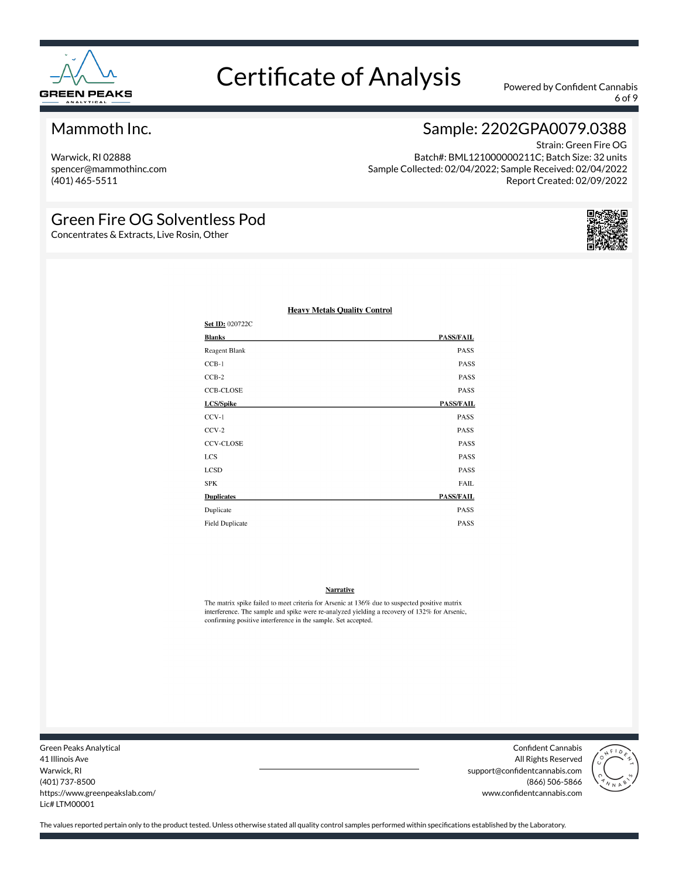# Certificate of Analysis

Powered by Confident Cannabis

## Mammoth Inc.

Warwick, RI 02888
spencer@mammothinc.com
(401) 465-5511

## Sample: 2202GPA0079.0388

Strain: Green Fire OG
Batch#: BML121000000211C; Batch Size: 32 units
Sample Collected: 02/04/2022; Sample Received: 02/04/2022
Report Created: 02/09/2022

## Green Fire OG Solventless Pod

Concentrates & Extracts, Live Rosin, Other

### Heavy Metals Quality Control

**Set ID:** 020722C

| Blanks | PASS/FAIL |
|---|---|
| Reagent Blank | PASS |
| CCB-1 | PASS |
| CCB-2 | PASS |
| CCB-CLOSE | PASS |
| **LCS/Spike** | **PASS/FAIL** |
| CCV-1 | PASS |
| CCV-2 | PASS |
| CCV-CLOSE | PASS |
| LCS | PASS |
| LCSD | PASS |
| SPK | FAIL |
| **Duplicates** | **PASS/FAIL** |
| Duplicate | PASS |
| Field Duplicate | PASS |

**Narrative**

The matrix spike failed to meet criteria for Arsenic at 136% due to suspected positive matrix interference. The sample and spike were re-analyzed yielding a recovery of 132% for Arsenic, confirming positive interference in the sample. Set accepted.

Green Peaks Analytical
41 Illinois Ave
Warwick, RI
(401) 737-8500
https://www.greenpeakslab.com/
Lic# LTM00001

Confident Cannabis
All Rights Reserved
support@confidentcannabis.com
(866) 506-5866
www.confidentcannabis.com

The values reported pertain only to the product tested. Unless otherwise stated all quality control samples performed within specifications established by the Laboratory.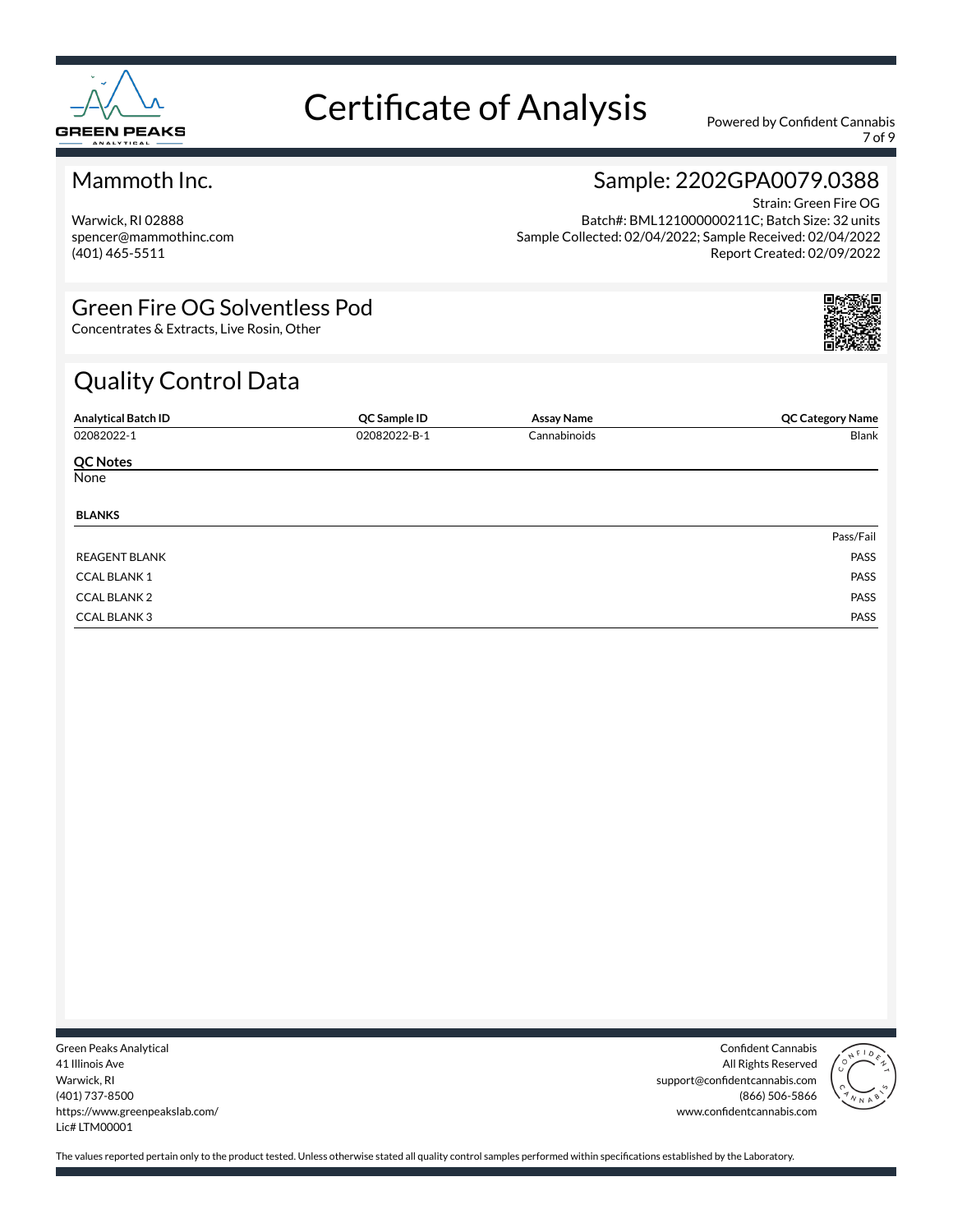# Certificate of Analysis

Powered by Confident Cannabis

## Mammoth Inc.

Warwick, RI 02888
spencer@mammothinc.com
(401) 465-5511

## Sample: 2202GPA0079.0388

Strain: Green Fire OG
Batch#: BML121000000211C; Batch Size: 32 units
Sample Collected: 02/04/2022; Sample Received: 02/04/2022
Report Created: 02/09/2022

## Green Fire OG Solventless Pod

Concentrates & Extracts, Live Rosin, Other

## Quality Control Data

| Analytical Batch ID | QC Sample ID | Assay Name | QC Category Name |
|---|---|---|---|
| 02082022-1 | 02082022-B-1 | Cannabinoids | Blank |

**QC Notes**

None

**BLANKS**

| | Pass/Fail |
|---|---|
| REAGENT BLANK | PASS |
| CCAL BLANK 1 | PASS |
| CCAL BLANK 2 | PASS |
| CCAL BLANK 3 | PASS |

Green Peaks Analytical
41 Illinois Ave
Warwick, RI
(401) 737-8500
https://www.greenpeakslab.com/
Lic# LTM00001

Confident Cannabis
All Rights Reserved
support@confidentcannabis.com
(866) 506-5866
www.confidentcannabis.com

The values reported pertain only to the product tested. Unless otherwise stated all quality control samples performed within specifications established by the Laboratory.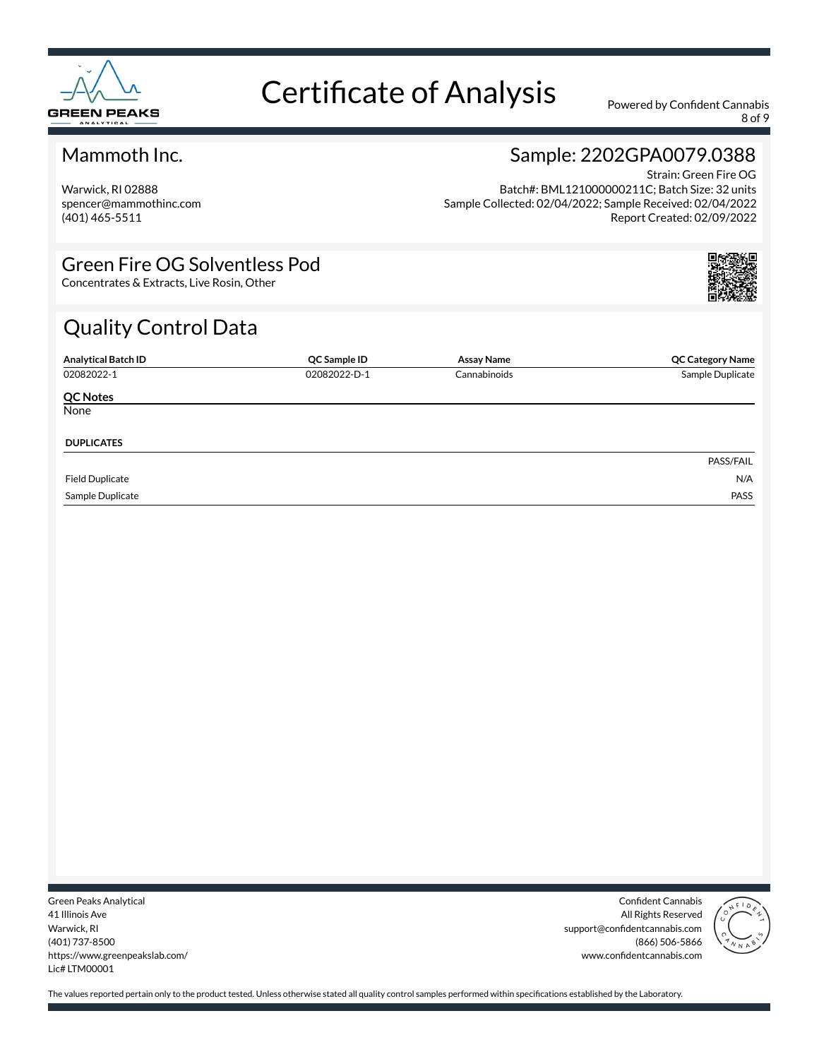# Certificate of Analysis

Powered by Confident Cannabis

## Mammoth Inc.

Warwick, RI 02888
spencer@mammothinc.com
(401) 465-5511

## Sample: 2202GPA0079.0388

Strain: Green Fire OG
Batch#: BML121000000211C; Batch Size: 32 units
Sample Collected: 02/04/2022; Sample Received: 02/04/2022
Report Created: 02/09/2022

## Green Fire OG Solventless Pod

Concentrates & Extracts, Live Rosin, Other

## Quality Control Data

| Analytical Batch ID | QC Sample ID | Assay Name | QC Category Name |
|---|---|---|---|
| 02082022-1 | 02082022-D-1 | Cannabinoids | Sample Duplicate |

**QC Notes**

None

**DUPLICATES**

| | PASS/FAIL |
|---|---|
| Field Duplicate | N/A |
| Sample Duplicate | PASS |

Green Peaks Analytical
41 Illinois Ave
Warwick, RI
(401) 737-8500
https://www.greenpeakslab.com/
Lic# LTM00001

Confident Cannabis
All Rights Reserved
support@confidentcannabis.com
(866) 506-5866
www.confidentcannabis.com

The values reported pertain only to the product tested. Unless otherwise stated all quality control samples performed within specifications established by the Laboratory.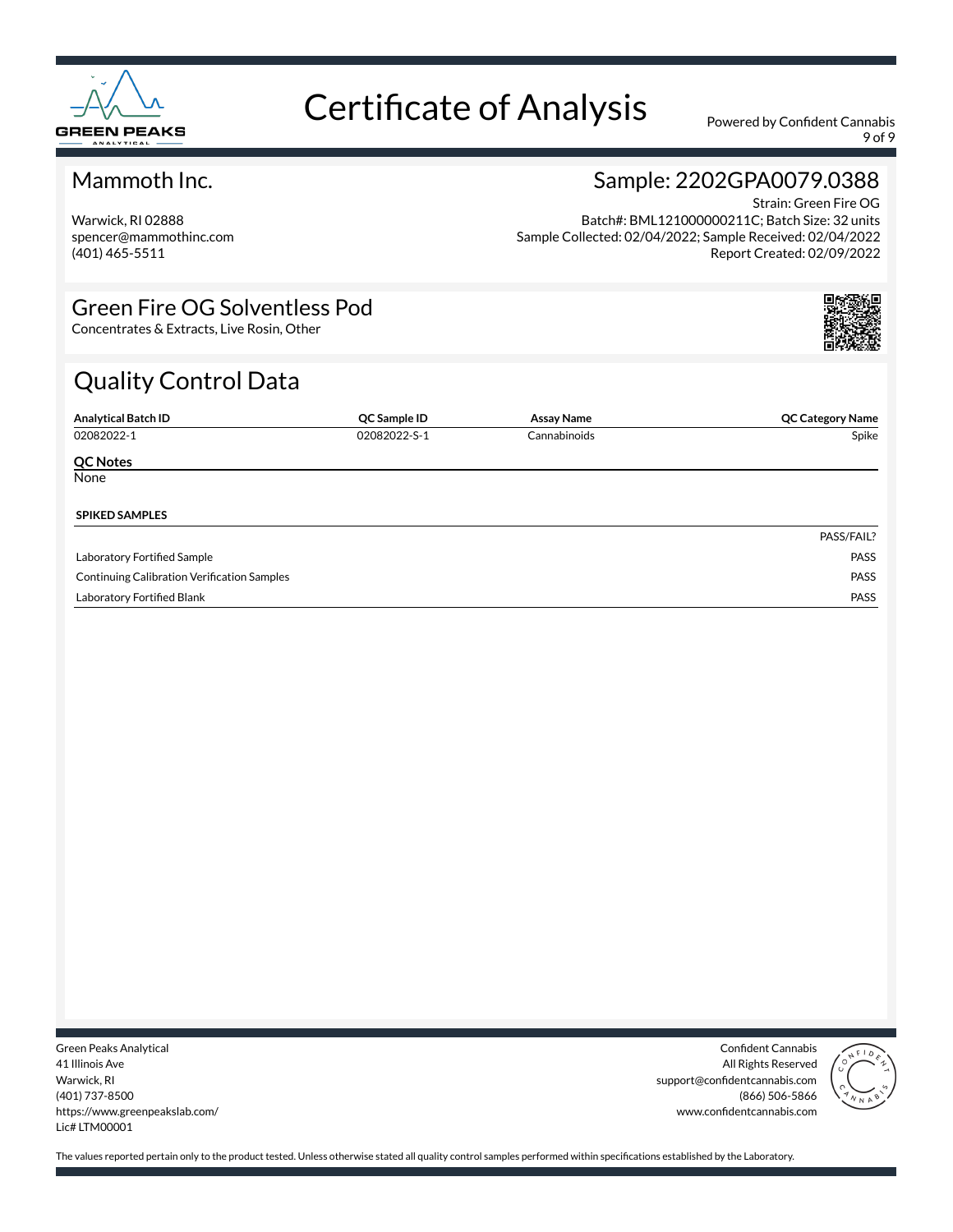# Certificate of Analysis

Powered by Confident Cannabis

## Mammoth Inc.

Warwick, RI 02888
spencer@mammothinc.com
(401) 465-5511

## Sample: 2202GPA0079.0388

Strain: Green Fire OG
Batch#: BML121000000211C; Batch Size: 32 units
Sample Collected: 02/04/2022; Sample Received: 02/04/2022
Report Created: 02/09/2022

## Green Fire OG Solventless Pod

Concentrates & Extracts, Live Rosin, Other

## Quality Control Data

| Analytical Batch ID | QC Sample ID | Assay Name | QC Category Name |
|---|---|---|---|
| 02082022-1 | 02082022-S-1 | Cannabinoids | Spike |

**QC Notes**

None

**SPIKED SAMPLES**

| | PASS/FAIL? |
|---|---|
| Laboratory Fortified Sample | PASS |
| Continuing Calibration Verification Samples | PASS |
| Laboratory Fortified Blank | PASS |

Green Peaks Analytical
41 Illinois Ave
Warwick, RI
(401) 737-8500
https://www.greenpeakslab.com/
Lic# LTM00001

Confident Cannabis
All Rights Reserved
support@confidentcannabis.com
(866) 506-5866
www.confidentcannabis.com

The values reported pertain only to the product tested. Unless otherwise stated all quality control samples performed within specifications established by the Laboratory.